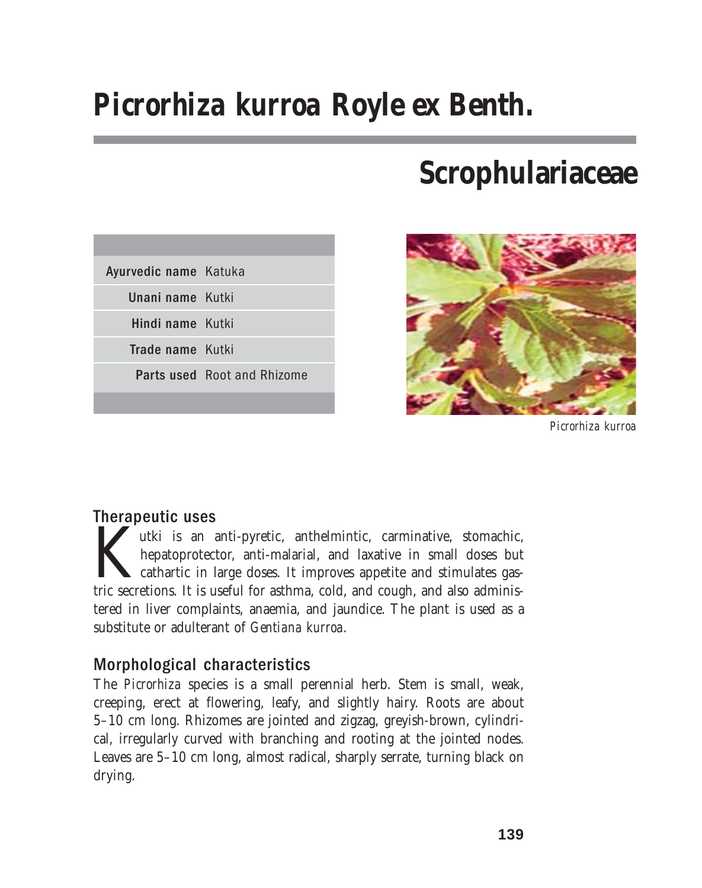# *Picrorhiza kurroa* Royle ex Benth.

## Scrophulariaceae

| | |
|---|---|
| **Ayurvedic name** | Katuka |
| **Unani name** | Kutki |
| **Hindi name** | Kutki |
| **Trade name** | Kutki |
| **Parts used** | Root and Rhizome |

*Picrorhiza kurroa*

### Therapeutic uses

Kutki is an anti-pyretic, anthelmintic, carminative, stomachic, hepatoprotector, anti-malarial, and laxative in small doses but cathartic in large doses. It improves appetite and stimulates gastric secretions. It is useful for asthma, cold, and cough, and also administered in liver complaints, anaemia, and jaundice. The plant is used as a substitute or adulterant of *Gentiana kurroa*.

### Morphological characteristics

The *Picrorhiza* species is a small perennial herb. Stem is small, weak, creeping, erect at flowering, leafy, and slightly hairy. Roots are about 5–10 cm long. Rhizomes are jointed and zigzag, greyish-brown, cylindrical, irregularly curved with branching and rooting at the jointed nodes. Leaves are 5–10 cm long, almost radical, sharply serrate, turning black on drying.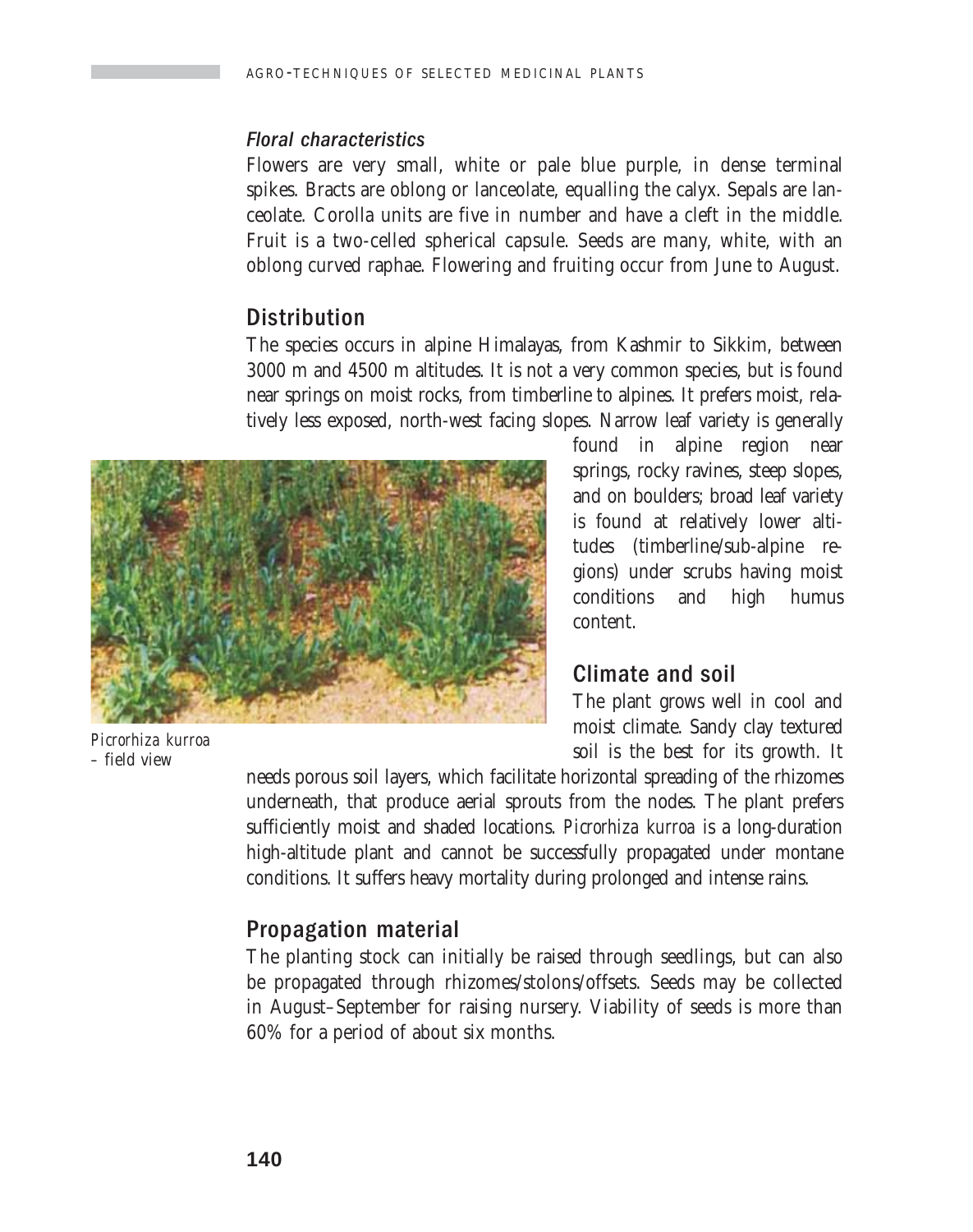### *Floral characteristics*

Flowers are very small, white or pale blue purple, in dense terminal spikes. Bracts are oblong or lanceolate, equalling the calyx. Sepals are lanceolate. Corolla units are five in number and have a cleft in the middle. Fruit is a two-celled spherical capsule. Seeds are many, white, with an oblong curved raphae. Flowering and fruiting occur from June to August.

## Distribution

The species occurs in alpine Himalayas, from Kashmir to Sikkim, between 3000 m and 4500 m altitudes. It is not a very common species, but is found near springs on moist rocks, from timberline to alpines. It prefers moist, relatively less exposed, north-west facing slopes. Narrow leaf variety is generally found in alpine region near springs, rocky ravines, steep slopes, and on boulders; broad leaf variety is found at relatively lower altitudes (timberline/sub-alpine regions) under scrubs having moist conditions and high humus content.

*Picrorhiza kurroa* – field view

## Climate and soil

The plant grows well in cool and moist climate. Sandy clay textured soil is the best for its growth. It needs porous soil layers, which facilitate horizontal spreading of the rhizomes underneath, that produce aerial sprouts from the nodes. The plant prefers sufficiently moist and shaded locations. *Picrorhiza kurroa* is a long-duration high-altitude plant and cannot be successfully propagated under montane conditions. It suffers heavy mortality during prolonged and intense rains.

## Propagation material

The planting stock can initially be raised through seedlings, but can also be propagated through rhizomes/stolons/offsets. Seeds may be collected in August–September for raising nursery. Viability of seeds is more than 60% for a period of about six months.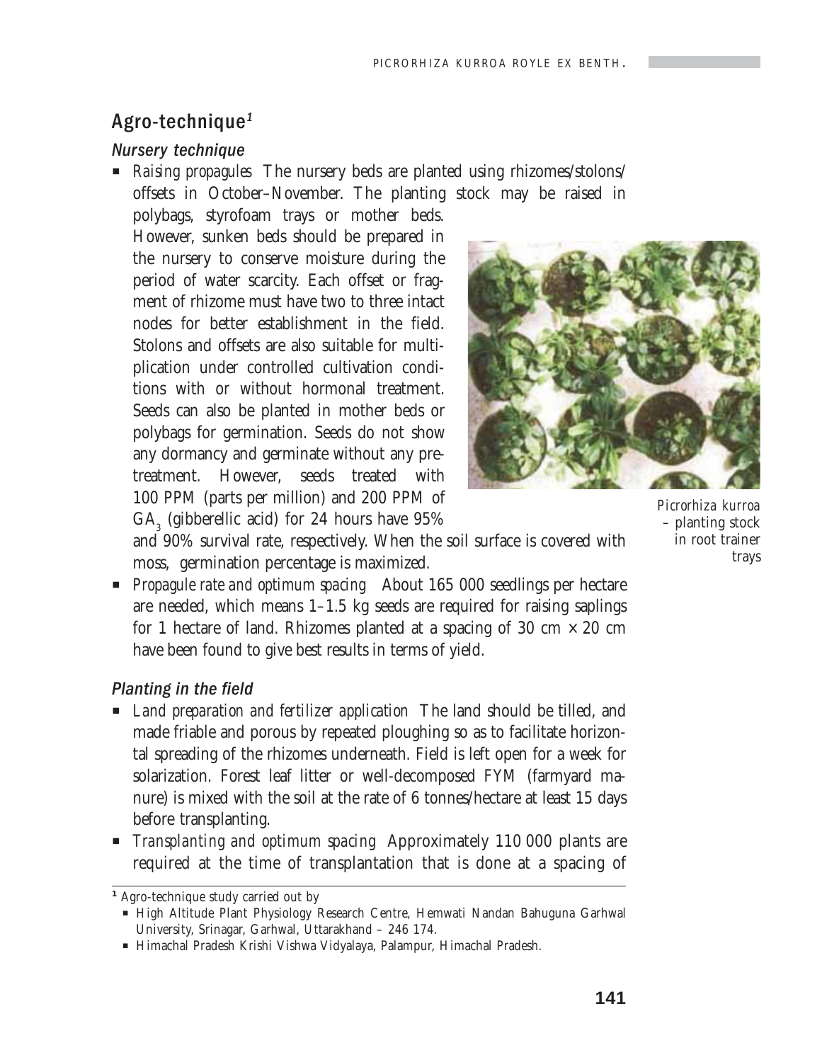## Agro-technique[1]

### *Nursery technique*

- *Raising propagules* The nursery beds are planted using rhizomes/stolons/offsets in October–November. The planting stock may be raised in polybags, styrofoam trays or mother beds. However, sunken beds should be prepared in the nursery to conserve moisture during the period of water scarcity. Each offset or fragment of rhizome must have two to three intact nodes for better establishment in the field. Stolons and offsets are also suitable for multiplication under controlled cultivation conditions with or without hormonal treatment. Seeds can also be planted in mother beds or polybags for germination. Seeds do not show any dormancy and germinate without any pretreatment. However, seeds treated with 100 PPM (parts per million) and 200 PPM of $GA_3$ (gibberellic acid) for 24 hours have 95% and 90% survival rate, respectively. When the soil surface is covered with moss, germination percentage is maximized.

*Picrorhiza kurroa* – planting stock in root trainer trays

- *Propagule rate and optimum spacing* About 165 000 seedlings per hectare are needed, which means 1–1.5 kg seeds are required for raising saplings for 1 hectare of land. Rhizomes planted at a spacing of 30 cm × 20 cm have been found to give best results in terms of yield.

### *Planting in the field*

- *Land preparation and fertilizer application* The land should be tilled, and made friable and porous by repeated ploughing so as to facilitate horizontal spreading of the rhizomes underneath. Field is left open for a week for solarization. Forest leaf litter or well-decomposed FYM (farmyard manure) is mixed with the soil at the rate of 6 tonnes/hectare at least 15 days before transplanting.
- *Transplanting and optimum spacing* Approximately 110 000 plants are required at the time of transplantation that is done at a spacing of

---

[1] Agro-technique study carried out by

- High Altitude Plant Physiology Research Centre, Hemwati Nandan Bahuguna Garhwal University, Srinagar, Garhwal, Uttarakhand – 246 174.
- Himachal Pradesh Krishi Vishwa Vidyalaya, Palampur, Himachal Pradesh.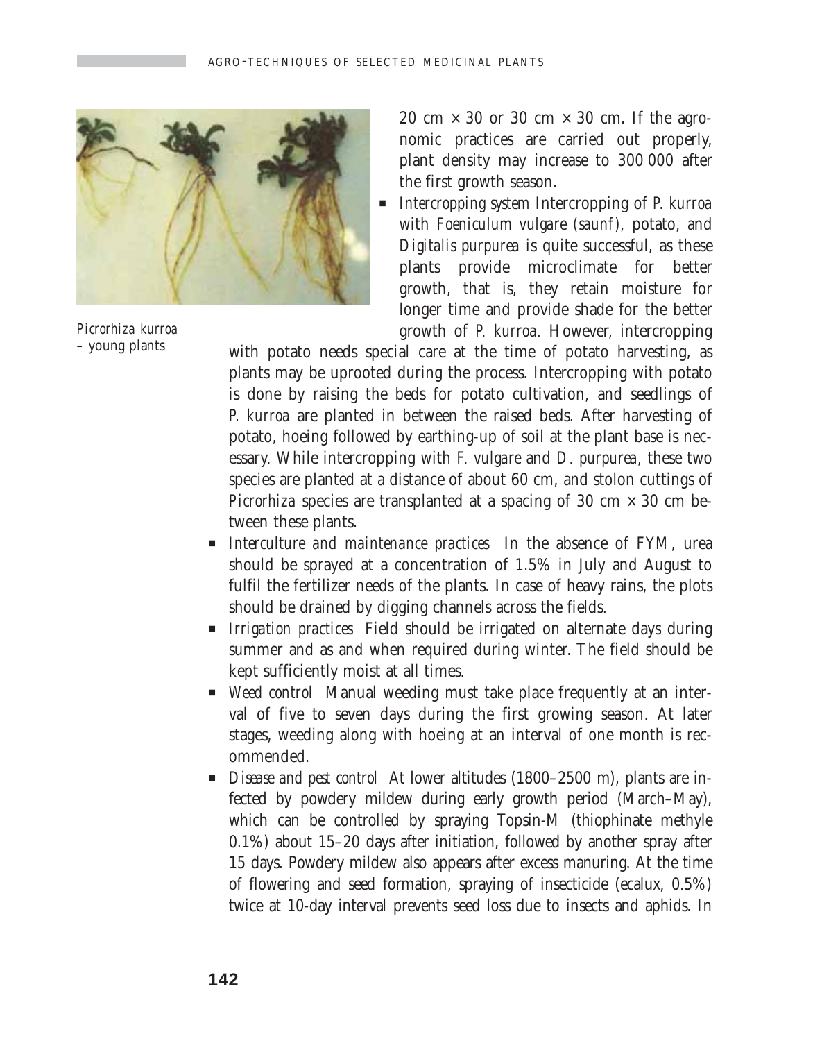*Picrorhiza kurroa* – young plants

20 cm × 30 or 30 cm × 30 cm. If the agronomic practices are carried out properly, plant density may increase to 300 000 after the first growth season.

- *Intercropping system* Intercropping of *P. kurroa* with *Foeniculum vulgare (saunf)*, potato, and *Digitalis purpurea* is quite successful, as these plants provide microclimate for better growth, that is, they retain moisture for longer time and provide shade for the better growth of *P. kurroa*. However, intercropping with potato needs special care at the time of potato harvesting, as plants may be uprooted during the process. Intercropping with potato is done by raising the beds for potato cultivation, and seedlings of *P. kurroa* are planted in between the raised beds. After harvesting of potato, hoeing followed by earthing-up of soil at the plant base is necessary. While intercropping with *F. vulgare* and *D. purpurea*, these two species are planted at a distance of about 60 cm, and stolon cuttings of *Picrorhiza* species are transplanted at a spacing of 30 cm × 30 cm between these plants.
- *Interculture and maintenance practices* In the absence of FYM, urea should be sprayed at a concentration of 1.5% in July and August to fulfil the fertilizer needs of the plants. In case of heavy rains, the plots should be drained by digging channels across the fields.
- *Irrigation practices* Field should be irrigated on alternate days during summer and as and when required during winter. The field should be kept sufficiently moist at all times.
- *Weed control* Manual weeding must take place frequently at an interval of five to seven days during the first growing season. At later stages, weeding along with hoeing at an interval of one month is recommended.
- *Disease and pest control* At lower altitudes (1800–2500 m), plants are infected by powdery mildew during early growth period (March–May), which can be controlled by spraying Topsin-M (thiophinate methyle 0.1%) about 15–20 days after initiation, followed by another spray after 15 days. Powdery mildew also appears after excess manuring. At the time of flowering and seed formation, spraying of insecticide (ecalux, 0.5%) twice at 10-day interval prevents seed loss due to insects and aphids. In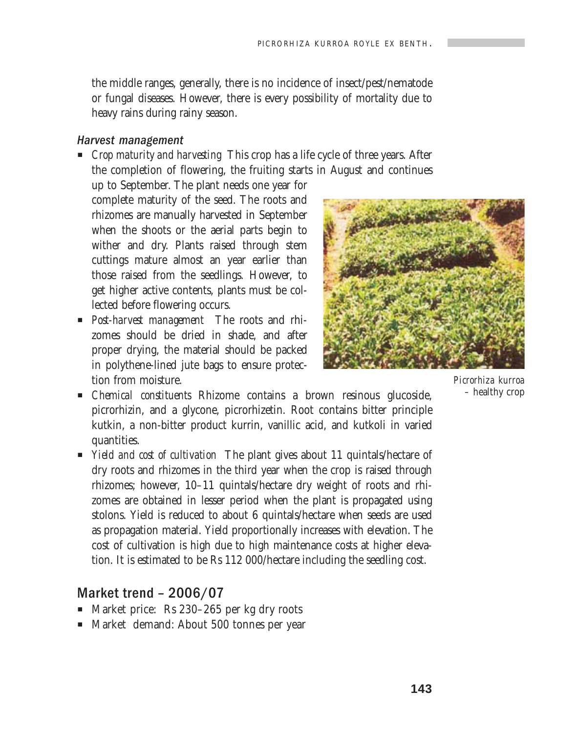the middle ranges, generally, there is no incidence of insect/pest/nematode or fungal diseases. However, there is every possibility of mortality due to heavy rains during rainy season.

### Harvest management

- *Crop maturity and harvesting* This crop has a life cycle of three years. After the completion of flowering, the fruiting starts in August and continues up to September. The plant needs one year for complete maturity of the seed. The roots and rhizomes are manually harvested in September when the shoots or the aerial parts begin to wither and dry. Plants raised through stem cuttings mature almost an year earlier than those raised from the seedlings. However, to get higher active contents, plants must be collected before flowering occurs.
- *Post-harvest management* The roots and rhizomes should be dried in shade, and after proper drying, the material should be packed in polythene-lined jute bags to ensure protection from moisture.
- *Chemical constituents* Rhizome contains a brown resinous glucoside, picrorhizin, and a glycone, picrorhizetin. Root contains bitter principle kutkin, a non-bitter product kurrin, vanillic acid, and kutkoli in varied quantities.
- *Yield and cost of cultivation* The plant gives about 11 quintals/hectare of dry roots and rhizomes in the third year when the crop is raised through rhizomes; however, 10–11 quintals/hectare dry weight of roots and rhizomes are obtained in lesser period when the plant is propagated using stolons. Yield is reduced to about 6 quintals/hectare when seeds are used as propagation material. Yield proportionally increases with elevation. The cost of cultivation is high due to high maintenance costs at higher elevation. It is estimated to be Rs 112 000/hectare including the seedling cost.

*Picrorhiza kurroa* – healthy crop

## Market trend – 2006/07

- Market price: Rs 230–265 per kg dry roots
- Market demand: About 500 tonnes per year